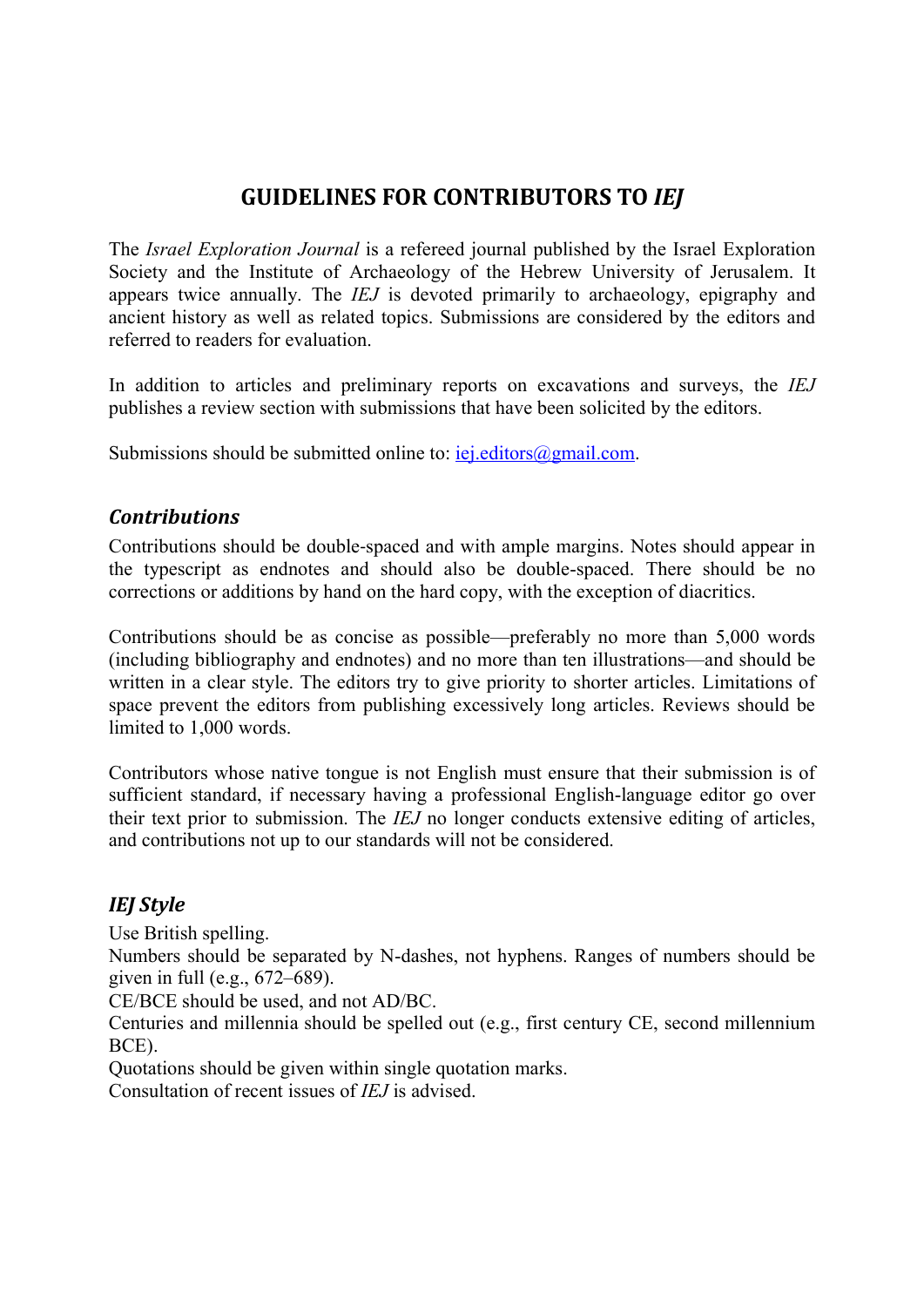# GUIDELINES FOR CONTRIBUTORS TO *IEJ*

The *Israel Exploration Journal* is a refereed journal published by the Israel Exploration Society and the Institute of Archaeology of the Hebrew University of Jerusalem. It appears twice annually. The *IEJ* is devoted primarily to archaeology, epigraphy and ancient history as well as related topics. Submissions are considered by the editors and referred to readers for evaluation.

In addition to articles and preliminary reports on excavations and surveys, the *IEJ* publishes a review section with submissions that have been solicited by the editors.

Submissions should be submitted online to: [iej.editors@gmail.com](mailto:iej.editors@gmail.com).

## *Contributions*

Contributions should be double-spaced and with ample margins. Notes should appear in the typescript as endnotes and should also be double-spaced. There should be no corrections or additions by hand on the hard copy, with the exception of diacritics.

Contributions should be as concise as possible—preferably no more than 5,000 words (including bibliography and endnotes) and no more than ten illustrations—and should be written in a clear style. The editors try to give priority to shorter articles. Limitations of space prevent the editors from publishing excessively long articles. Reviews should be limited to 1,000 words.

Contributors whose native tongue is not English must ensure that their submission is of sufficient standard, if necessary having a professional English-language editor go over their text prior to submission. The *IEJ* no longer conducts extensive editing of articles, and contributions not up to our standards will not be considered.

## *IEJ Style*

Use British spelling.
Numbers should be separated by N-dashes, not hyphens. Ranges of numbers should be given in full (e.g., 672–689).
CE/BCE should be used, and not AD/BC.
Centuries and millennia should be spelled out (e.g., first century CE, second millennium BCE).
Quotations should be given within single quotation marks.
Consultation of recent issues of *IEJ* is advised.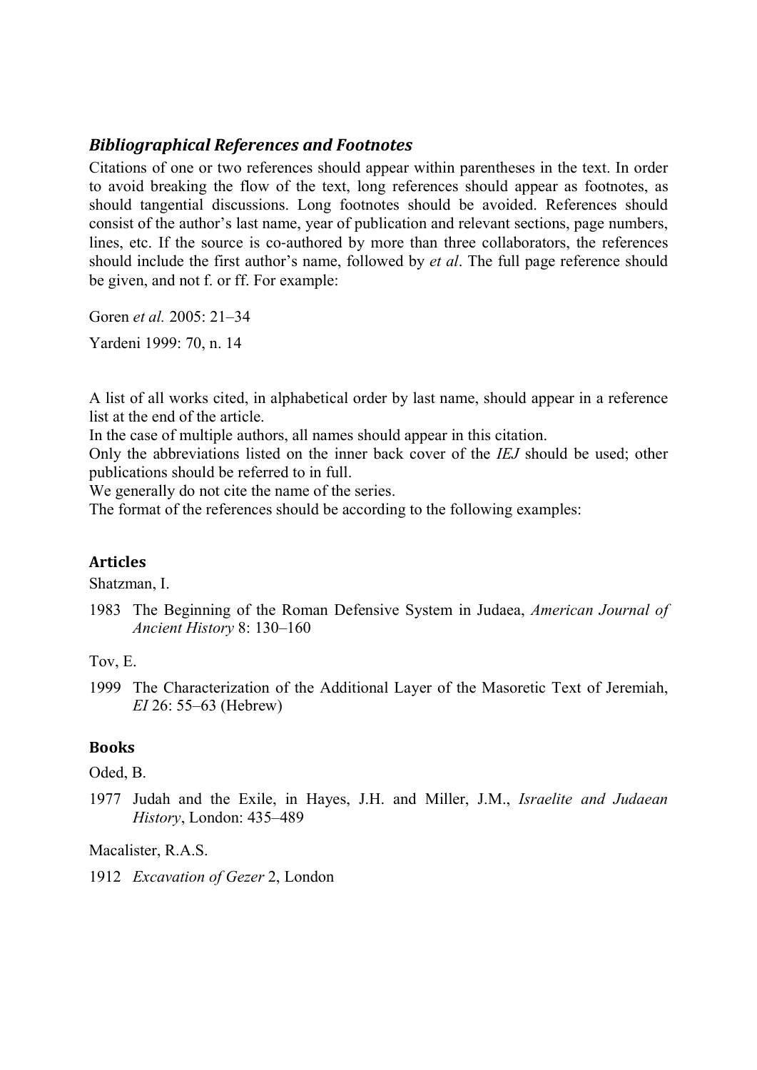## *Bibliographical References and Footnotes*

Citations of one or two references should appear within parentheses in the text. In order to avoid breaking the flow of the text, long references should appear as footnotes, as should tangential discussions. Long footnotes should be avoided. References should consist of the author's last name, year of publication and relevant sections, page numbers, lines, etc. If the source is co-authored by more than three collaborators, the references should include the first author's name, followed by *et al*. The full page reference should be given, and not f. or ff. For example:

Goren *et al.* 2005: 21–34

Yardeni 1999: 70, n. 14

A list of all works cited, in alphabetical order by last name, should appear in a reference list at the end of the article.

In the case of multiple authors, all names should appear in this citation.

Only the abbreviations listed on the inner back cover of the *IEJ* should be used; other publications should be referred to in full.

We generally do not cite the name of the series.

The format of the references should be according to the following examples:

### Articles

Shatzman, I.

1983 The Beginning of the Roman Defensive System in Judaea, *American Journal of Ancient History* 8: 130–160

Tov, E.

1999 The Characterization of the Additional Layer of the Masoretic Text of Jeremiah, *EI* 26: 55–63 (Hebrew)

### Books

Oded, B.

1977 Judah and the Exile, in Hayes, J.H. and Miller, J.M., *Israelite and Judaean History*, London: 435–489

Macalister, R.A.S.

1912 *Excavation of Gezer* 2, London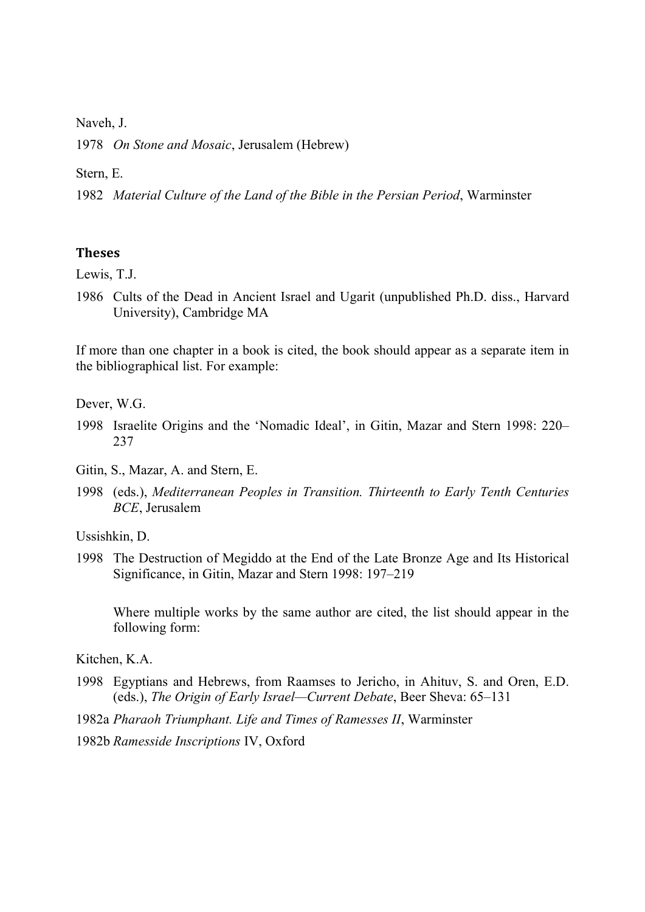Naveh, J.

1978 *On Stone and Mosaic*, Jerusalem (Hebrew)

Stern, E.

1982 *Material Culture of the Land of the Bible in the Persian Period*, Warminster

### Theses

Lewis, T.J.

1986 Cults of the Dead in Ancient Israel and Ugarit (unpublished Ph.D. diss., Harvard University), Cambridge MA

If more than one chapter in a book is cited, the book should appear as a separate item in the bibliographical list. For example:

Dever, W.G.

1998 Israelite Origins and the 'Nomadic Ideal', in Gitin, Mazar and Stern 1998: 220–237

Gitin, S., Mazar, A. and Stern, E.

1998 (eds.), *Mediterranean Peoples in Transition. Thirteenth to Early Tenth Centuries BCE*, Jerusalem

Ussishkin, D.

1998 The Destruction of Megiddo at the End of the Late Bronze Age and Its Historical Significance, in Gitin, Mazar and Stern 1998: 197–219

Where multiple works by the same author are cited, the list should appear in the following form:

Kitchen, K.A.

1998 Egyptians and Hebrews, from Raamses to Jericho, in Ahituv, S. and Oren, E.D. (eds.), *The Origin of Early Israel—Current Debate*, Beer Sheva: 65–131

1982a *Pharaoh Triumphant. Life and Times of Ramesses II*, Warminster

1982b *Ramesside Inscriptions* IV, Oxford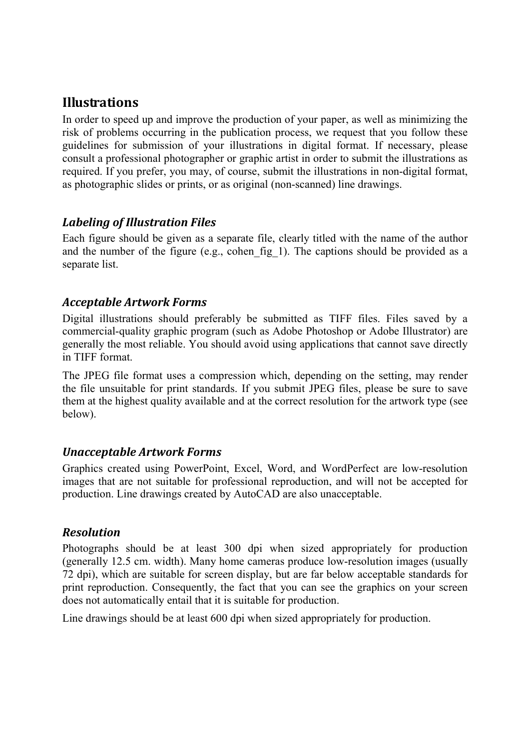## Illustrations

In order to speed up and improve the production of your paper, as well as minimizing the risk of problems occurring in the publication process, we request that you follow these guidelines for submission of your illustrations in digital format. If necessary, please consult a professional photographer or graphic artist in order to submit the illustrations as required. If you prefer, you may, of course, submit the illustrations in non-digital format, as photographic slides or prints, or as original (non-scanned) line drawings.

### *Labeling of Illustration Files*

Each figure should be given as a separate file, clearly titled with the name of the author and the number of the figure (e.g., cohen_fig_1). The captions should be provided as a separate list.

### *Acceptable Artwork Forms*

Digital illustrations should preferably be submitted as TIFF files. Files saved by a commercial-quality graphic program (such as Adobe Photoshop or Adobe Illustrator) are generally the most reliable. You should avoid using applications that cannot save directly in TIFF format.

The JPEG file format uses a compression which, depending on the setting, may render the file unsuitable for print standards. If you submit JPEG files, please be sure to save them at the highest quality available and at the correct resolution for the artwork type (see below).

### *Unacceptable Artwork Forms*

Graphics created using PowerPoint, Excel, Word, and WordPerfect are low-resolution images that are not suitable for professional reproduction, and will not be accepted for production. Line drawings created by AutoCAD are also unacceptable.

### *Resolution*

Photographs should be at least 300 dpi when sized appropriately for production (generally 12.5 cm. width). Many home cameras produce low-resolution images (usually 72 dpi), which are suitable for screen display, but are far below acceptable standards for print reproduction. Consequently, the fact that you can see the graphics on your screen does not automatically entail that it is suitable for production.

Line drawings should be at least 600 dpi when sized appropriately for production.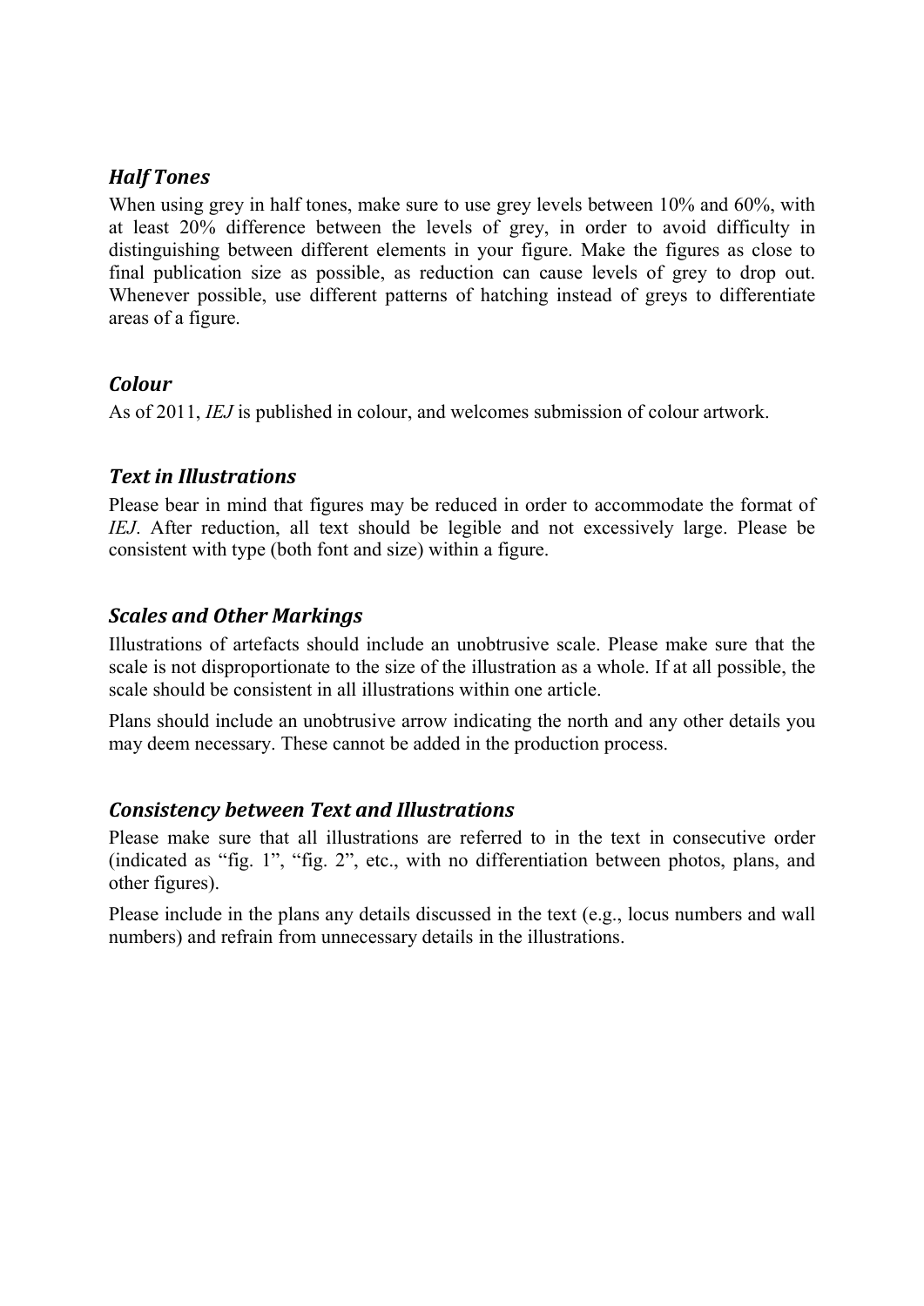### *Half Tones*

When using grey in half tones, make sure to use grey levels between 10% and 60%, with at least 20% difference between the levels of grey, in order to avoid difficulty in distinguishing between different elements in your figure. Make the figures as close to final publication size as possible, as reduction can cause levels of grey to drop out. Whenever possible, use different patterns of hatching instead of greys to differentiate areas of a figure.

### *Colour*

As of 2011, *IEJ* is published in colour, and welcomes submission of colour artwork.

### *Text in Illustrations*

Please bear in mind that figures may be reduced in order to accommodate the format of *IEJ*. After reduction, all text should be legible and not excessively large. Please be consistent with type (both font and size) within a figure.

### *Scales and Other Markings*

Illustrations of artefacts should include an unobtrusive scale. Please make sure that the scale is not disproportionate to the size of the illustration as a whole. If at all possible, the scale should be consistent in all illustrations within one article.

Plans should include an unobtrusive arrow indicating the north and any other details you may deem necessary. These cannot be added in the production process.

### *Consistency between Text and Illustrations*

Please make sure that all illustrations are referred to in the text in consecutive order (indicated as "fig. 1", "fig. 2", etc., with no differentiation between photos, plans, and other figures).

Please include in the plans any details discussed in the text (e.g., locus numbers and wall numbers) and refrain from unnecessary details in the illustrations.